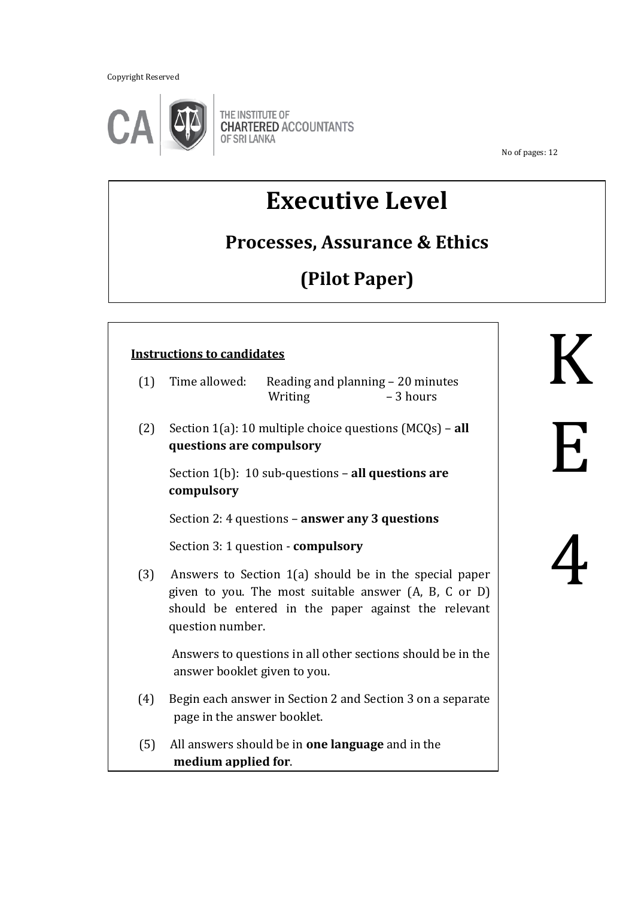Copyright Reserved

THE INSTITUTE OF CHARTERED ACCOUNTANTS OF SRI LANKA

No of pages: 12

# Executive Level

## Processes, Assurance & Ethics

## (Pilot Paper)

**KE4**

**Instructions to candidates**

(1) Time allowed: Reading and planning – 20 minutes
Writing – 3 hours

(2) Section 1(a): 10 multiple choice questions (MCQs) – **all questions are compulsory**

Section 1(b): 10 sub-questions – **all questions are compulsory**

Section 2: 4 questions – **answer any 3 questions**

Section 3: 1 question - **compulsory**

(3) Answers to Section 1(a) should be in the special paper given to you. The most suitable answer (A, B, C or D) should be entered in the paper against the relevant question number.

Answers to questions in all other sections should be in the answer booklet given to you.

(4) Begin each answer in Section 2 and Section 3 on a separate page in the answer booklet.

(5) All answers should be in **one language** and in the **medium applied for**.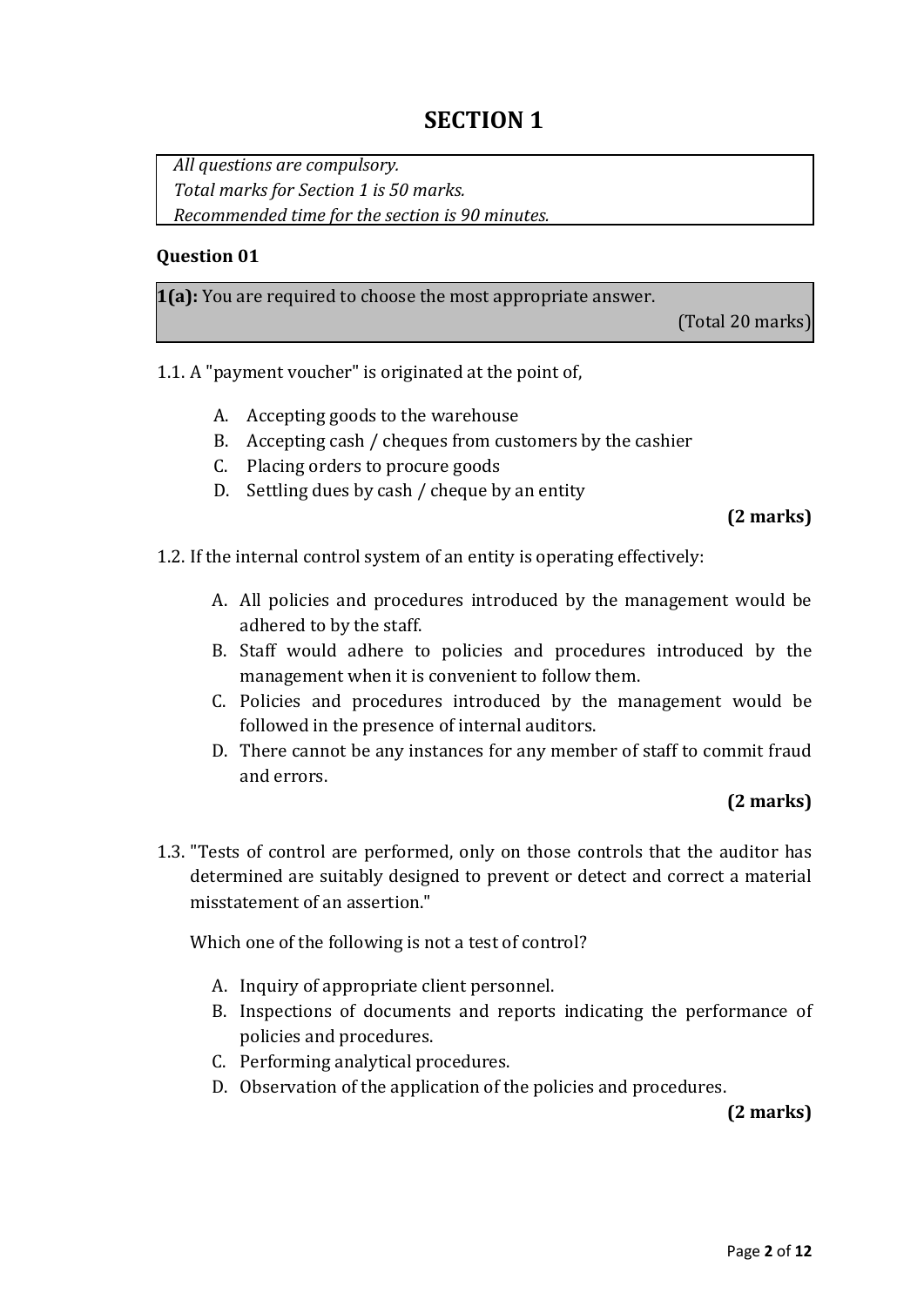# SECTION 1

*All questions are compulsory.*
*Total marks for Section 1 is 50 marks.*
*Recommended time for the section is 90 minutes.*

**Question 01**

**1(a):** You are required to choose the most appropriate answer.

(Total 20 marks)

1.1. A "payment voucher" is originated at the point of,

A. Accepting goods to the warehouse
B. Accepting cash / cheques from customers by the cashier
C. Placing orders to procure goods
D. Settling dues by cash / cheque by an entity

**(2 marks)**

1.2. If the internal control system of an entity is operating effectively:

A. All policies and procedures introduced by the management would be adhered to by the staff.
B. Staff would adhere to policies and procedures introduced by the management when it is convenient to follow them.
C. Policies and procedures introduced by the management would be followed in the presence of internal auditors.
D. There cannot be any instances for any member of staff to commit fraud and errors.

**(2 marks)**

1.3. "Tests of control are performed, only on those controls that the auditor has determined are suitably designed to prevent or detect and correct a material misstatement of an assertion."

Which one of the following is not a test of control?

A. Inquiry of appropriate client personnel.
B. Inspections of documents and reports indicating the performance of policies and procedures.
C. Performing analytical procedures.
D. Observation of the application of the policies and procedures.

**(2 marks)**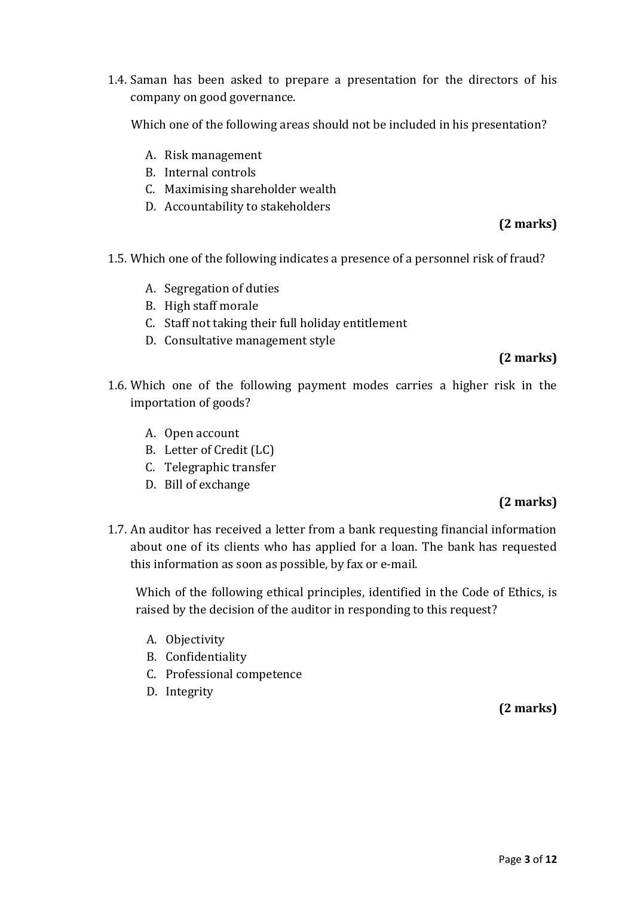1.4. Saman has been asked to prepare a presentation for the directors of his company on good governance.

Which one of the following areas should not be included in his presentation?

A. Risk management
B. Internal controls
C. Maximising shareholder wealth
D. Accountability to stakeholders

**(2 marks)**

1.5. Which one of the following indicates a presence of a personnel risk of fraud?

A. Segregation of duties
B. High staff morale
C. Staff not taking their full holiday entitlement
D. Consultative management style

**(2 marks)**

1.6. Which one of the following payment modes carries a higher risk in the importation of goods?

A. Open account
B. Letter of Credit (LC)
C. Telegraphic transfer
D. Bill of exchange

**(2 marks)**

1.7. An auditor has received a letter from a bank requesting financial information about one of its clients who has applied for a loan. The bank has requested this information as soon as possible, by fax or e-mail.

Which of the following ethical principles, identified in the Code of Ethics, is raised by the decision of the auditor in responding to this request?

A. Objectivity
B. Confidentiality
C. Professional competence
D. Integrity

**(2 marks)**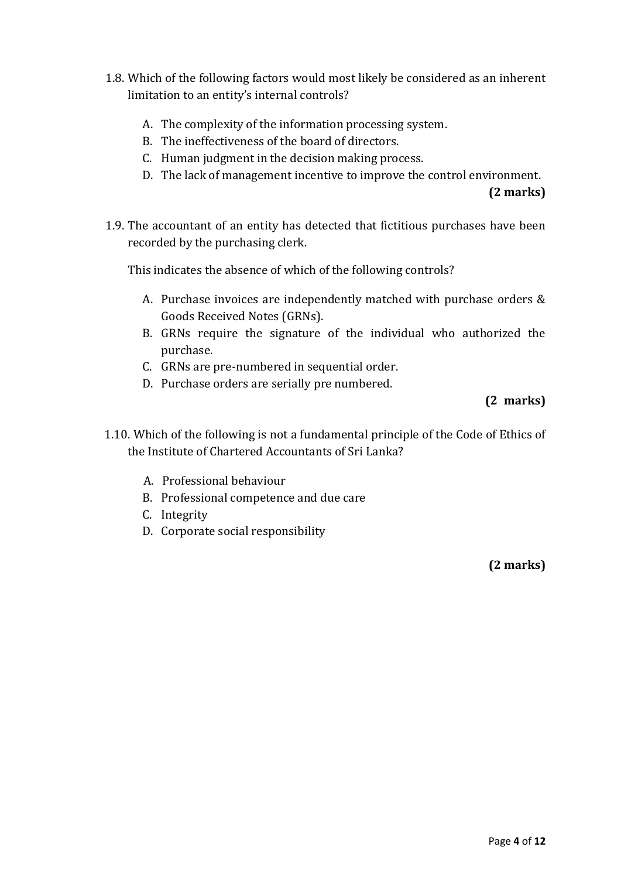1.8. Which of the following factors would most likely be considered as an inherent limitation to an entity's internal controls?

   A. The complexity of the information processing system.
   B. The ineffectiveness of the board of directors.
   C. Human judgment in the decision making process.
   D. The lack of management incentive to improve the control environment.

**(2 marks)**

1.9. The accountant of an entity has detected that fictitious purchases have been recorded by the purchasing clerk.

This indicates the absence of which of the following controls?

   A. Purchase invoices are independently matched with purchase orders & Goods Received Notes (GRNs).
   B. GRNs require the signature of the individual who authorized the purchase.
   C. GRNs are pre-numbered in sequential order.
   D. Purchase orders are serially pre numbered.

**(2 marks)**

1.10. Which of the following is not a fundamental principle of the Code of Ethics of the Institute of Chartered Accountants of Sri Lanka?

   A. Professional behaviour
   B. Professional competence and due care
   C. Integrity
   D. Corporate social responsibility

**(2 marks)**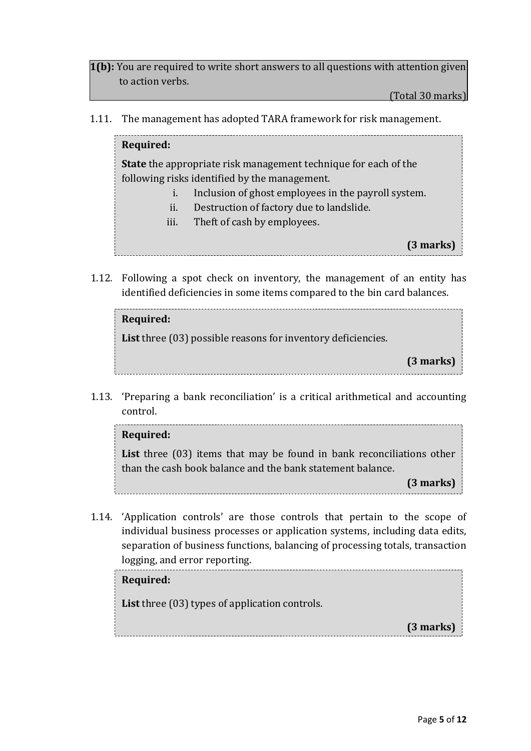**1(b):** You are required to write short answers to all questions with attention given to action verbs.

(Total 30 marks)

1.11. The management has adopted TARA framework for risk management.

**Required:**

**State** the appropriate risk management technique for each of the following risks identified by the management.

i. Inclusion of ghost employees in the payroll system.
ii. Destruction of factory due to landslide.
iii. Theft of cash by employees.

**(3 marks)**

1.12. Following a spot check on inventory, the management of an entity has identified deficiencies in some items compared to the bin card balances.

**Required:**

**List** three (03) possible reasons for inventory deficiencies.

**(3 marks)**

1.13. 'Preparing a bank reconciliation' is a critical arithmetical and accounting control.

**Required:**

**List** three (03) items that may be found in bank reconciliations other than the cash book balance and the bank statement balance.

**(3 marks)**

1.14. 'Application controls' are those controls that pertain to the scope of individual business processes or application systems, including data edits, separation of business functions, balancing of processing totals, transaction logging, and error reporting.

**Required:**

**List** three (03) types of application controls.

**(3 marks)**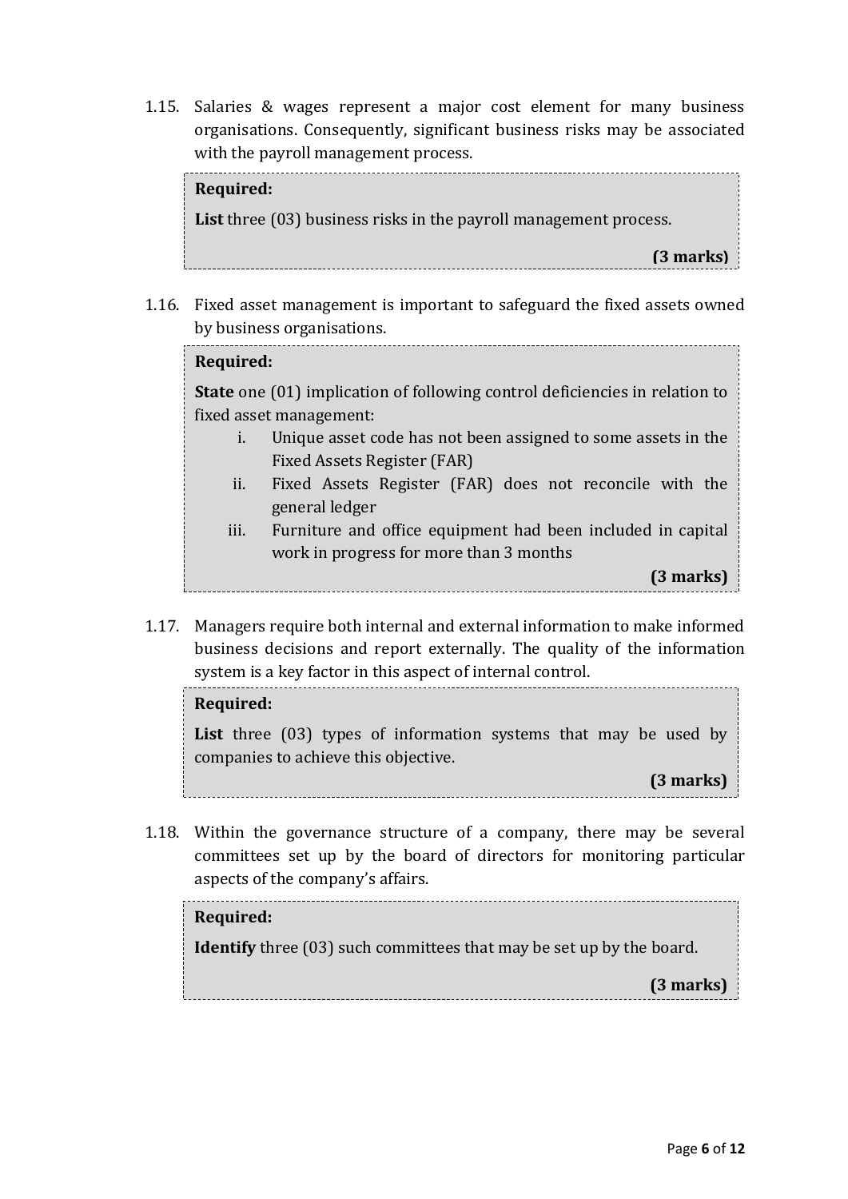1.15. Salaries & wages represent a major cost element for many business organisations. Consequently, significant business risks may be associated with the payroll management process.

**Required:**

**List** three (03) business risks in the payroll management process.

**(3 marks)**

1.16. Fixed asset management is important to safeguard the fixed assets owned by business organisations.

**Required:**

**State** one (01) implication of following control deficiencies in relation to fixed asset management:

i. Unique asset code has not been assigned to some assets in the Fixed Assets Register (FAR)

ii. Fixed Assets Register (FAR) does not reconcile with the general ledger

iii. Furniture and office equipment had been included in capital work in progress for more than 3 months

**(3 marks)**

1.17. Managers require both internal and external information to make informed business decisions and report externally. The quality of the information system is a key factor in this aspect of internal control.

**Required:**

**List** three (03) types of information systems that may be used by companies to achieve this objective.

**(3 marks)**

1.18. Within the governance structure of a company, there may be several committees set up by the board of directors for monitoring particular aspects of the company's affairs.

**Required:**

**Identify** three (03) such committees that may be set up by the board.

**(3 marks)**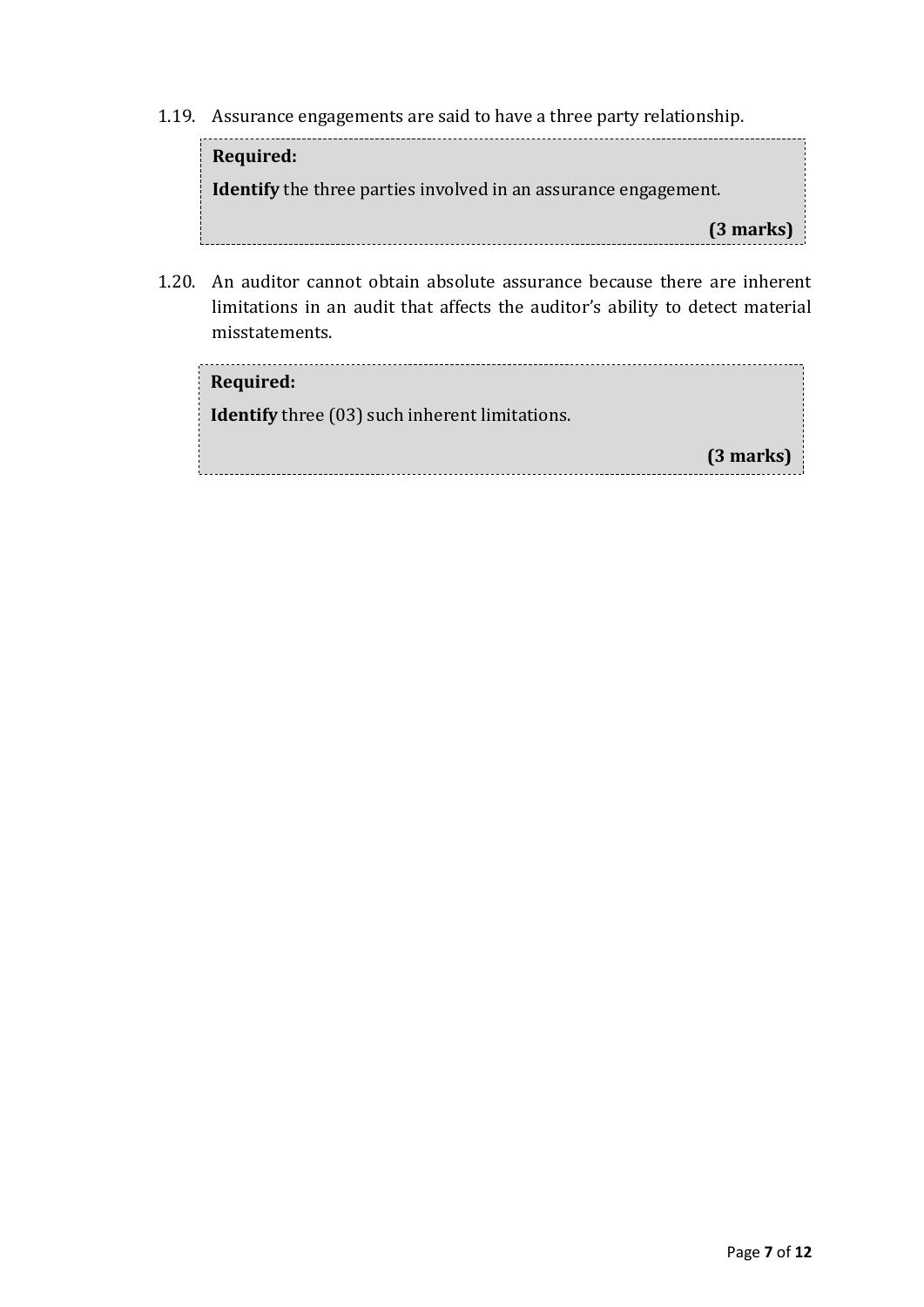1.19. Assurance engagements are said to have a three party relationship.

**Required:**

**Identify** the three parties involved in an assurance engagement.

**(3 marks)**

1.20. An auditor cannot obtain absolute assurance because there are inherent limitations in an audit that affects the auditor's ability to detect material misstatements.

**Required:**

**Identify** three (03) such inherent limitations.

**(3 marks)**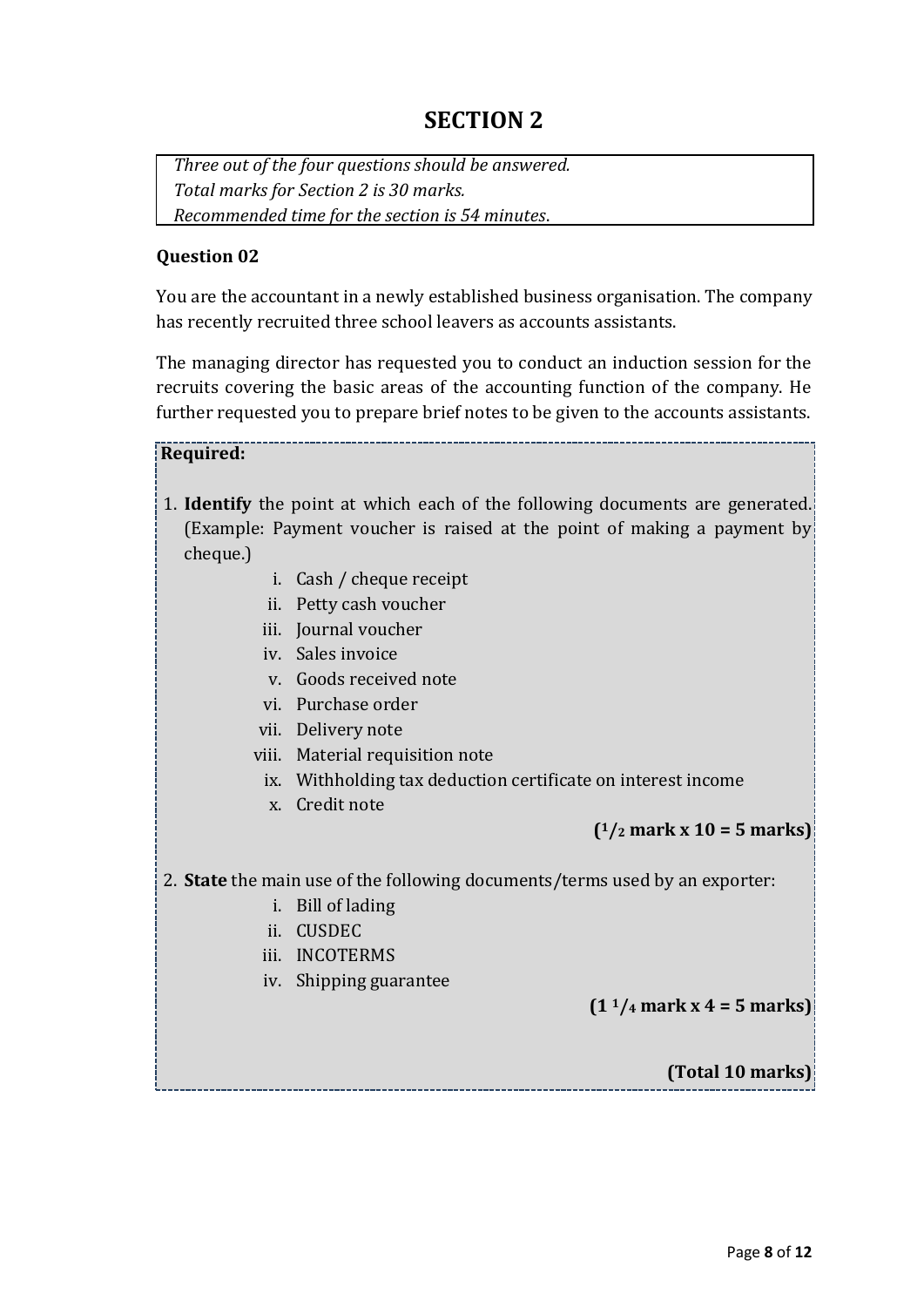# SECTION 2

*Three out of the four questions should be answered.*
*Total marks for Section 2 is 30 marks.*
*Recommended time for the section is 54 minutes.*

### Question 02

You are the accountant in a newly established business organisation. The company has recently recruited three school leavers as accounts assistants.

The managing director has requested you to conduct an induction session for the recruits covering the basic areas of the accounting function of the company. He further requested you to prepare brief notes to be given to the accounts assistants.

**Required:**

1. **Identify** the point at which each of the following documents are generated. (Example: Payment voucher is raised at the point of making a payment by cheque.)
    i. Cash / cheque receipt
    ii. Petty cash voucher
    iii. Journal voucher
    iv. Sales invoice
    v. Goods received note
    vi. Purchase order
    vii. Delivery note
    viii. Material requisition note
    ix. Withholding tax deduction certificate on interest income
    x. Credit note

    **($^1/_2$ mark x 10 = 5 marks)**

2. **State** the main use of the following documents/terms used by an exporter:
    i. Bill of lading
    ii. CUSDEC
    iii. INCOTERMS
    iv. Shipping guarantee

    **(1 $^1/_4$ mark x 4 = 5 marks)**

**(Total 10 marks)**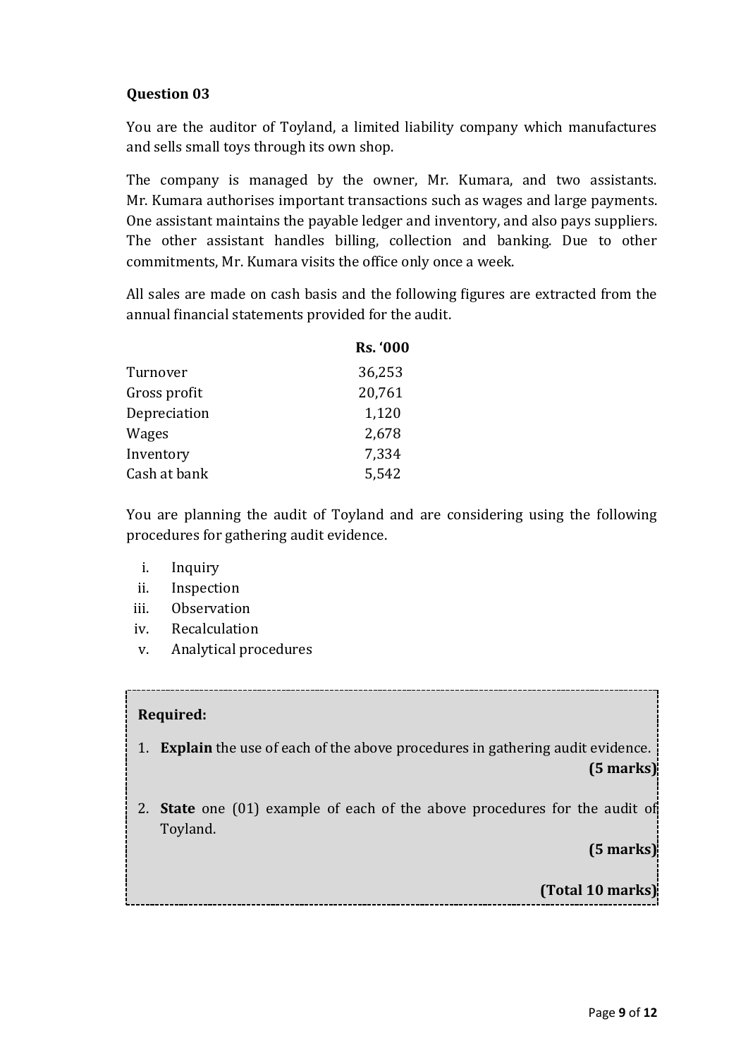## Question 03

You are the auditor of Toyland, a limited liability company which manufactures and sells small toys through its own shop.

The company is managed by the owner, Mr. Kumara, and two assistants. Mr. Kumara authorises important transactions such as wages and large payments. One assistant maintains the payable ledger and inventory, and also pays suppliers. The other assistant handles billing, collection and banking. Due to other commitments, Mr. Kumara visits the office only once a week.

All sales are made on cash basis and the following figures are extracted from the annual financial statements provided for the audit.

| | Rs. '000 |
|---|---|
| Turnover | 36,253 |
| Gross profit | 20,761 |
| Depreciation | 1,120 |
| Wages | 2,678 |
| Inventory | 7,334 |
| Cash at bank | 5,542 |

You are planning the audit of Toyland and are considering using the following procedures for gathering audit evidence.

i. Inquiry
ii. Inspection
iii. Observation
iv. Recalculation
v. Analytical procedures

**Required:**

1. **Explain** the use of each of the above procedures in gathering audit evidence. **(5 marks)**

2. **State** one (01) example of each of the above procedures for the audit of Toyland. **(5 marks)**

**(Total 10 marks)**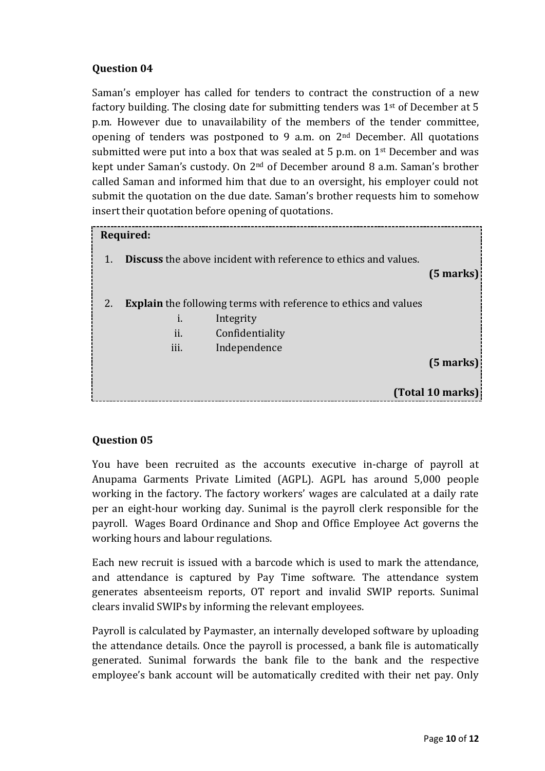### Question 04

Saman's employer has called for tenders to contract the construction of a new factory building. The closing date for submitting tenders was 1st of December at 5 p.m. However due to unavailability of the members of the tender committee, opening of tenders was postponed to 9 a.m. on 2nd December. All quotations submitted were put into a box that was sealed at 5 p.m. on 1st December and was kept under Saman's custody. On 2nd of December around 8 a.m. Saman's brother called Saman and informed him that due to an oversight, his employer could not submit the quotation on the due date. Saman's brother requests him to somehow insert their quotation before opening of quotations.

**Required:**

1. **Discuss** the above incident with reference to ethics and values. **(5 marks)**

2. **Explain** the following terms with reference to ethics and values
   i. Integrity
   ii. Confidentiality
   iii. Independence

   **(5 marks)**

**(Total 10 marks)**

### Question 05

You have been recruited as the accounts executive in-charge of payroll at Anupama Garments Private Limited (AGPL). AGPL has around 5,000 people working in the factory. The factory workers' wages are calculated at a daily rate per an eight-hour working day. Sunimal is the payroll clerk responsible for the payroll. Wages Board Ordinance and Shop and Office Employee Act governs the working hours and labour regulations.

Each new recruit is issued with a barcode which is used to mark the attendance, and attendance is captured by Pay Time software. The attendance system generates absenteeism reports, OT report and invalid SWIP reports. Sunimal clears invalid SWIPs by informing the relevant employees.

Payroll is calculated by Paymaster, an internally developed software by uploading the attendance details. Once the payroll is processed, a bank file is automatically generated. Sunimal forwards the bank file to the bank and the respective employee's bank account will be automatically credited with their net pay. Only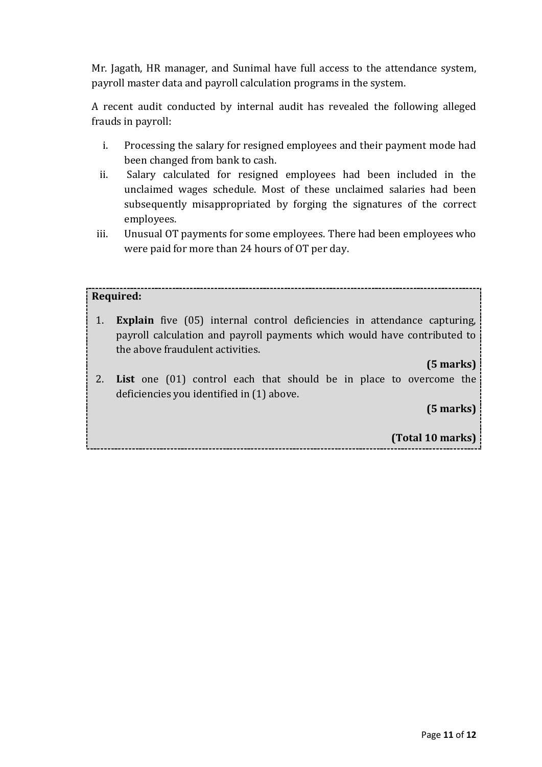Mr. Jagath, HR manager, and Sunimal have full access to the attendance system, payroll master data and payroll calculation programs in the system.

A recent audit conducted by internal audit has revealed the following alleged frauds in payroll:

i. Processing the salary for resigned employees and their payment mode had been changed from bank to cash.
ii. Salary calculated for resigned employees had been included in the unclaimed wages schedule. Most of these unclaimed salaries had been subsequently misappropriated by forging the signatures of the correct employees.
iii. Unusual OT payments for some employees. There had been employees who were paid for more than 24 hours of OT per day.

**Required:**

1. **Explain** five (05) internal control deficiencies in attendance capturing, payroll calculation and payroll payments which would have contributed to the above fraudulent activities.

   **(5 marks)**

2. **List** one (01) control each that should be in place to overcome the deficiencies you identified in (1) above.

   **(5 marks)**

**(Total 10 marks)**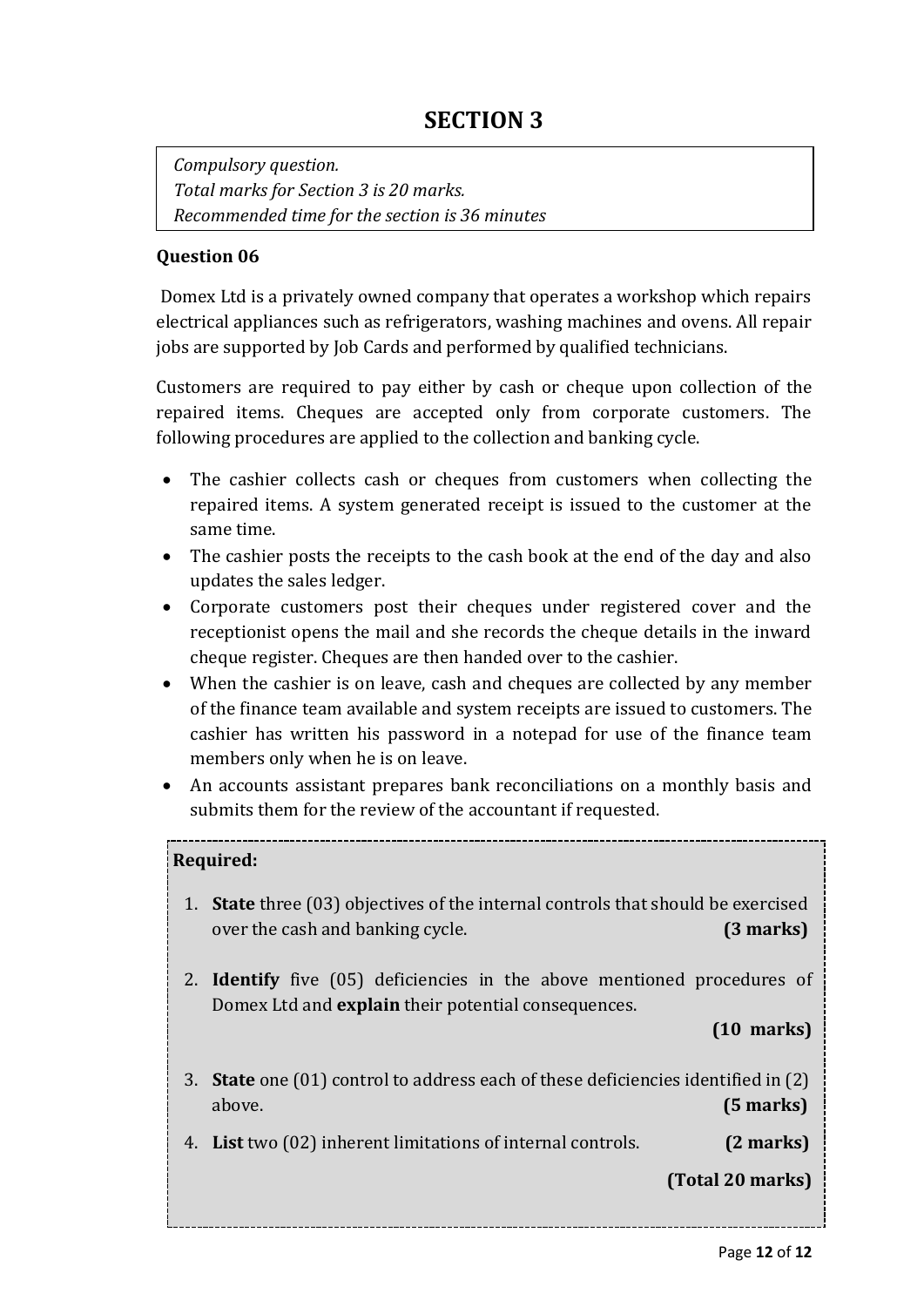# SECTION 3

*Compulsory question.*
*Total marks for Section 3 is 20 marks.*
*Recommended time for the section is 36 minutes*

**Question 06**

Domex Ltd is a privately owned company that operates a workshop which repairs electrical appliances such as refrigerators, washing machines and ovens. All repair jobs are supported by Job Cards and performed by qualified technicians.

Customers are required to pay either by cash or cheque upon collection of the repaired items. Cheques are accepted only from corporate customers. The following procedures are applied to the collection and banking cycle.

- The cashier collects cash or cheques from customers when collecting the repaired items. A system generated receipt is issued to the customer at the same time.
- The cashier posts the receipts to the cash book at the end of the day and also updates the sales ledger.
- Corporate customers post their cheques under registered cover and the receptionist opens the mail and she records the cheque details in the inward cheque register. Cheques are then handed over to the cashier.
- When the cashier is on leave, cash and cheques are collected by any member of the finance team available and system receipts are issued to customers. The cashier has written his password in a notepad for use of the finance team members only when he is on leave.
- An accounts assistant prepares bank reconciliations on a monthly basis and submits them for the review of the accountant if requested.

**Required:**

1. **State** three (03) objectives of the internal controls that should be exercised over the cash and banking cycle. **(3 marks)**

2. **Identify** five (05) deficiencies in the above mentioned procedures of Domex Ltd and **explain** their potential consequences. **(10 marks)**

3. **State** one (01) control to address each of these deficiencies identified in (2) above. **(5 marks)**

4. **List** two (02) inherent limitations of internal controls. **(2 marks)**

**(Total 20 marks)**